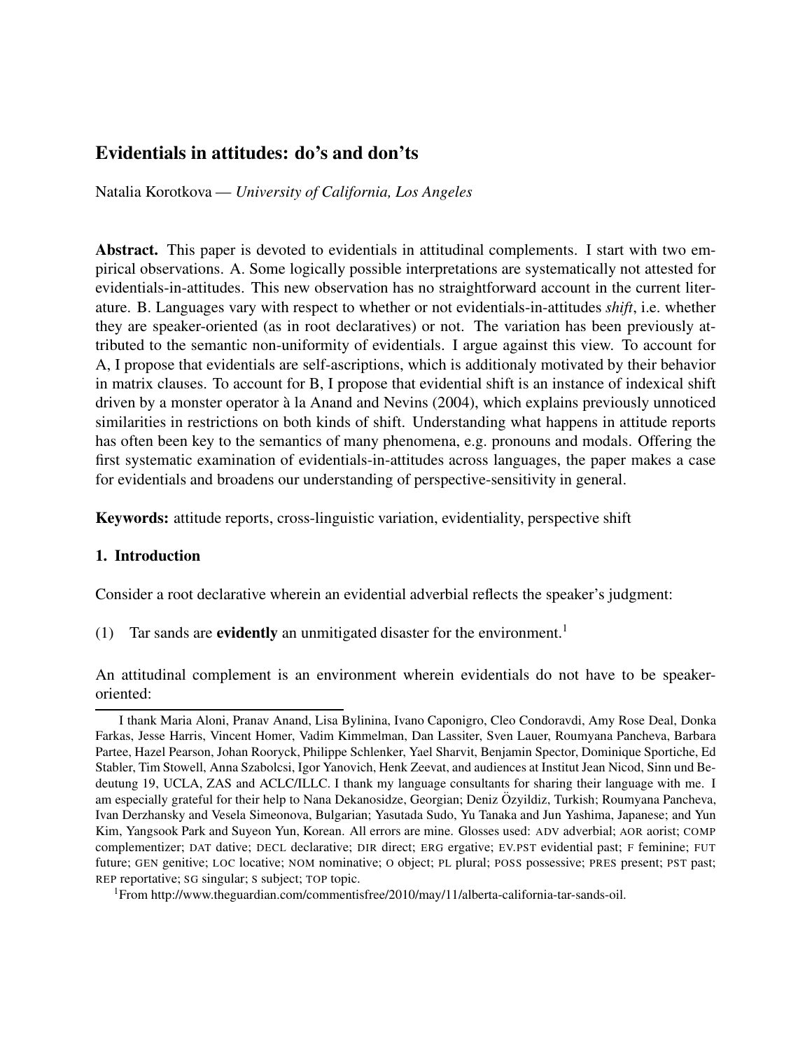# Evidentials in attitudes: do's and don'ts

Natalia Korotkova — *University of California, Los Angeles*

**Abstract.** This paper is devoted to evidentials in attitudinal complements. I start with two empirical observations. A. Some logically possible interpretations are systematically not attested for evidentials-in-attitudes. This new observation has no straightforward account in the current literature. B. Languages vary with respect to whether or not evidentials-in-attitudes *shift*, i.e. whether they are speaker-oriented (as in root declaratives) or not. The variation has been previously attributed to the semantic non-uniformity of evidentials. I argue against this view. To account for A, I propose that evidentials are self-ascriptions, which is additionaly motivated by their behavior in matrix clauses. To account for B, I propose that evidential shift is an instance of indexical shift driven by a monster operator à la Anand and Nevins (2004), which explains previously unnoticed similarities in restrictions on both kinds of shift. Understanding what happens in attitude reports has often been key to the semantics of many phenomena, e.g. pronouns and modals. Offering the first systematic examination of evidentials-in-attitudes across languages, the paper makes a case for evidentials and broadens our understanding of perspective-sensitivity in general.

**Keywords:** attitude reports, cross-linguistic variation, evidentiality, perspective shift

## 1. Introduction

Consider a root declarative wherein an evidential adverbial reflects the speaker's judgment:

(1) Tar sands are **evidently** an unmitigated disaster for the environment.[1]

An attitudinal complement is an environment wherein evidentials do not have to be speaker-oriented:

---

I thank Maria Aloni, Pranav Anand, Lisa Bylinina, Ivano Caponigro, Cleo Condoravdi, Amy Rose Deal, Donka Farkas, Jesse Harris, Vincent Homer, Vadim Kimmelman, Dan Lassiter, Sven Lauer, Roumyana Pancheva, Barbara Partee, Hazel Pearson, Johan Rooryck, Philippe Schlenker, Yael Sharvit, Benjamin Spector, Dominique Sportiche, Ed Stabler, Tim Stowell, Anna Szabolcsi, Igor Yanovich, Henk Zeevat, and audiences at Institut Jean Nicod, Sinn und Bedeutung 19, UCLA, ZAS and ACLC/ILLC. I thank my language consultants for sharing their language with me. I am especially grateful for their help to Nana Dekanosidze, Georgian; Deniz Özyildiz, Turkish; Roumyana Pancheva, Ivan Derzhansky and Vesela Simeonova, Bulgarian; Yasutada Sudo, Yu Tanaka and Jun Yashima, Japanese; and Yun Kim, Yangsook Park and Suyeon Yun, Korean. All errors are mine. Glosses used: ADV adverbial; AOR aorist; COMP complementizer; DAT dative; DECL declarative; DIR direct; ERG ergative; EV.PST evidential past; F feminine; FUT future; GEN genitive; LOC locative; NOM nominative; O object; PL plural; POSS possessive; PRES present; PST past; REP reportative; SG singular; S subject; TOP topic.

[1] From http://www.theguardian.com/commentisfree/2010/may/11/alberta-california-tar-sands-oil.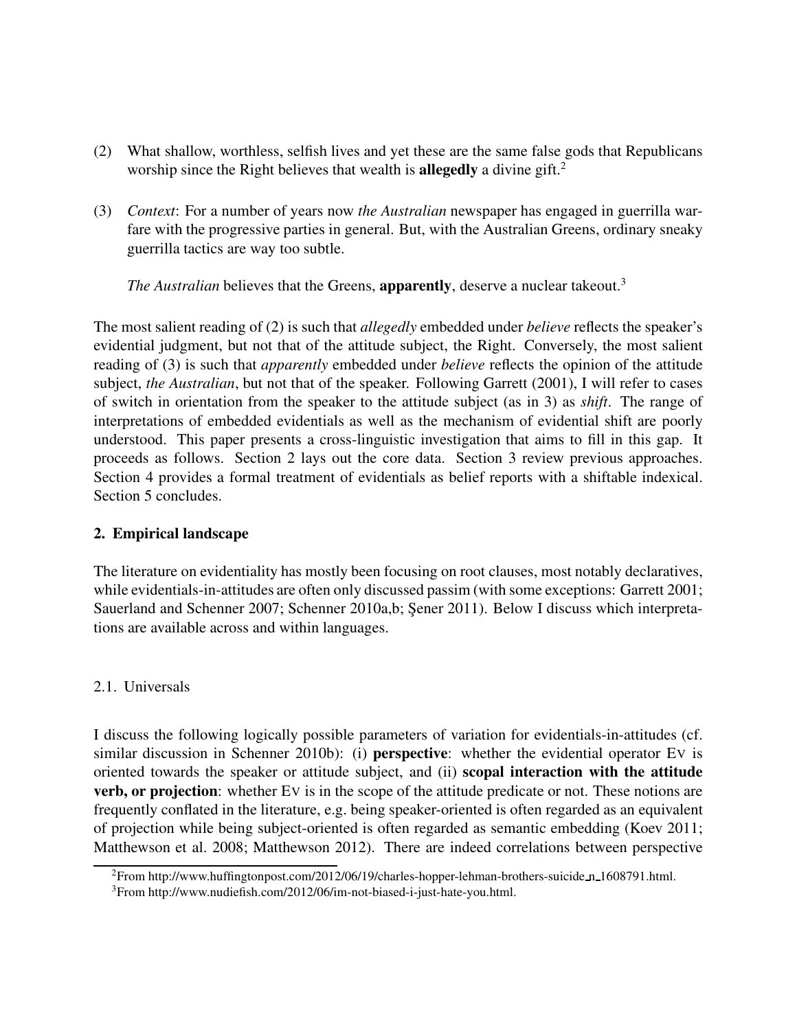(2) What shallow, worthless, selfish lives and yet these are the same false gods that Republicans worship since the Right believes that wealth is **allegedly** a divine gift.[2]

(3) *Context*: For a number of years now *the Australian* newspaper has engaged in guerrilla warfare with the progressive parties in general. But, with the Australian Greens, ordinary sneaky guerrilla tactics are way too subtle.

*The Australian* believes that the Greens, **apparently**, deserve a nuclear takeout.[3]

The most salient reading of (2) is such that *allegedly* embedded under *believe* reflects the speaker's evidential judgment, but not that of the attitude subject, the Right. Conversely, the most salient reading of (3) is such that *apparently* embedded under *believe* reflects the opinion of the attitude subject, *the Australian*, but not that of the speaker. Following Garrett (2001), I will refer to cases of switch in orientation from the speaker to the attitude subject (as in 3) as *shift*. The range of interpretations of embedded evidentials as well as the mechanism of evidential shift are poorly understood. This paper presents a cross-linguistic investigation that aims to fill in this gap. It proceeds as follows. Section 2 lays out the core data. Section 3 review previous approaches. Section 4 provides a formal treatment of evidentials as belief reports with a shiftable indexical. Section 5 concludes.

## 2. Empirical landscape

The literature on evidentiality has mostly been focusing on root clauses, most notably declaratives, while evidentials-in-attitudes are often only discussed passim (with some exceptions: Garrett 2001; Sauerland and Schenner 2007; Schenner 2010a,b; Şener 2011). Below I discuss which interpretations are available across and within languages.

### 2.1. Universals

I discuss the following logically possible parameters of variation for evidentials-in-attitudes (cf. similar discussion in Schenner 2010b): (i) **perspective**: whether the evidential operator Ev is oriented towards the speaker or attitude subject, and (ii) **scopal interaction with the attitude verb, or projection**: whether Ev is in the scope of the attitude predicate or not. These notions are frequently conflated in the literature, e.g. being speaker-oriented is often regarded as an equivalent of projection while being subject-oriented is often regarded as semantic embedding (Koev 2011; Matthewson et al. 2008; Matthewson 2012). There are indeed correlations between perspective

[2]From http://www.huffingtonpost.com/2012/06/19/charles-hopper-lehman-brothers-suicide_n_1608791.html.

[3]From http://www.nudiefish.com/2012/06/im-not-biased-i-just-hate-you.html.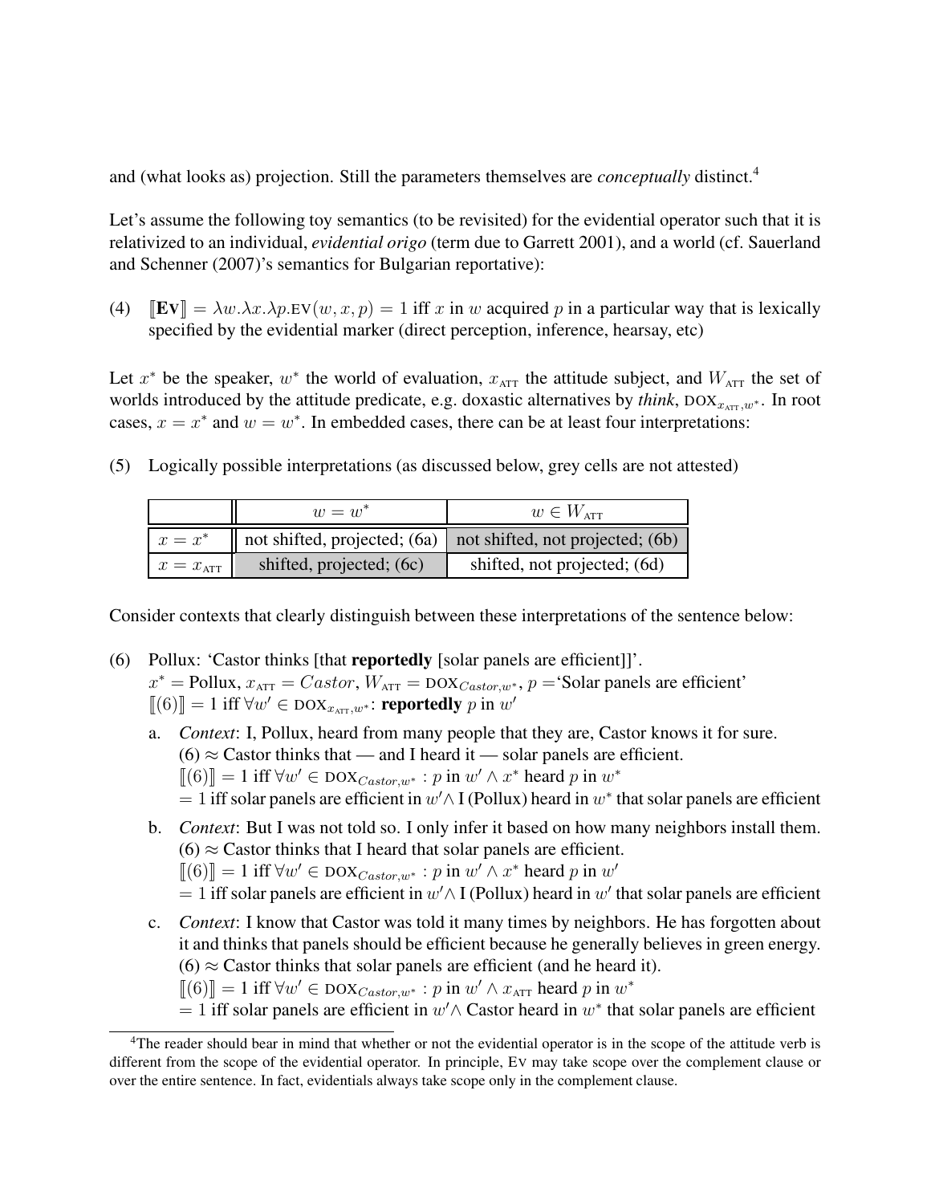and (what looks as) projection. Still the parameters themselves are *conceptually* distinct.[4]

Let's assume the following toy semantics (to be revisited) for the evidential operator such that it is relativized to an individual, *evidential origo* (term due to Garrett 2001), and a world (cf. Sauerland and Schenner (2007)'s semantics for Bulgarian reportative):

(4) $[\![\textbf{Ev}]\!] = \lambda w.\lambda x.\lambda p.\text{EV}(w, x, p) = 1$ iff $x$ in $w$ acquired $p$ in a particular way that is lexically specified by the evidential marker (direct perception, inference, hearsay, etc)

Let $x^*$ be the speaker, $w^*$ the world of evaluation, $x_{\text{ATT}}$ the attitude subject, and $W_{\text{ATT}}$ the set of worlds introduced by the attitude predicate, e.g. doxastic alternatives by *think*, $\text{DOX}_{x_{\text{ATT}},w^*}$. In root cases, $x = x^*$ and $w = w^*$. In embedded cases, there can be at least four interpretations:

(5) Logically possible interpretations (as discussed below, grey cells are not attested)

| | $w = w^*$ | $w \in W_{\text{ATT}}$ |
|---|---|---|
| $x = x^*$ | not shifted, projected; (6a) | not shifted, not projected; (6b) |
| $x = x_{\text{ATT}}$ | shifted, projected; (6c) | shifted, not projected; (6d) |

Consider contexts that clearly distinguish between these interpretations of the sentence below:

(6) Pollux: 'Castor thinks [that **reportedly** [solar panels are efficient]]'.
$x^* =$ Pollux, $x_{\text{ATT}} = Castor$, $W_{\text{ATT}} = \text{DOX}_{Castor,w^*}$, $p =$'Solar panels are efficient'
$[\![(6)]\!] = 1$ iff $\forall w' \in \text{DOX}_{x_{\text{ATT}},w^*}$: **reportedly** $p$ in $w'$

a. *Context*: I, Pollux, heard from many people that they are, Castor knows it for sure.
(6) $\approx$ Castor thinks that — and I heard it — solar panels are efficient.
$[\![(6)]\!] = 1$ iff $\forall w' \in \text{DOX}_{Castor,w^*}: p$ in $w' \wedge x^*$ heard $p$ in $w^*$
$= 1$ iff solar panels are efficient in $w' \wedge$ I (Pollux) heard in $w^*$ that solar panels are efficient

b. *Context*: But I was not told so. I only infer it based on how many neighbors install them.
(6) $\approx$ Castor thinks that I heard that solar panels are efficient.
$[\![(6)]\!] = 1$ iff $\forall w' \in \text{DOX}_{Castor,w^*}: p$ in $w' \wedge x^*$ heard $p$ in $w'$
$= 1$ iff solar panels are efficient in $w' \wedge$ I (Pollux) heard in $w'$ that solar panels are efficient

c. *Context*: I know that Castor was told it many times by neighbors. He has forgotten about it and thinks that panels should be efficient because he generally believes in green energy.
(6) $\approx$ Castor thinks that solar panels are efficient (and he heard it).
$[\![(6)]\!] = 1$ iff $\forall w' \in \text{DOX}_{Castor,w^*}: p$ in $w' \wedge x_{\text{ATT}}$ heard $p$ in $w^*$
$= 1$ iff solar panels are efficient in $w' \wedge$ Castor heard in $w^*$ that solar panels are efficient

[4] The reader should bear in mind that whether or not the evidential operator is in the scope of the attitude verb is different from the scope of the evidential operator. In principle, EV may take scope over the complement clause or over the entire sentence. In fact, evidentials always take scope only in the complement clause.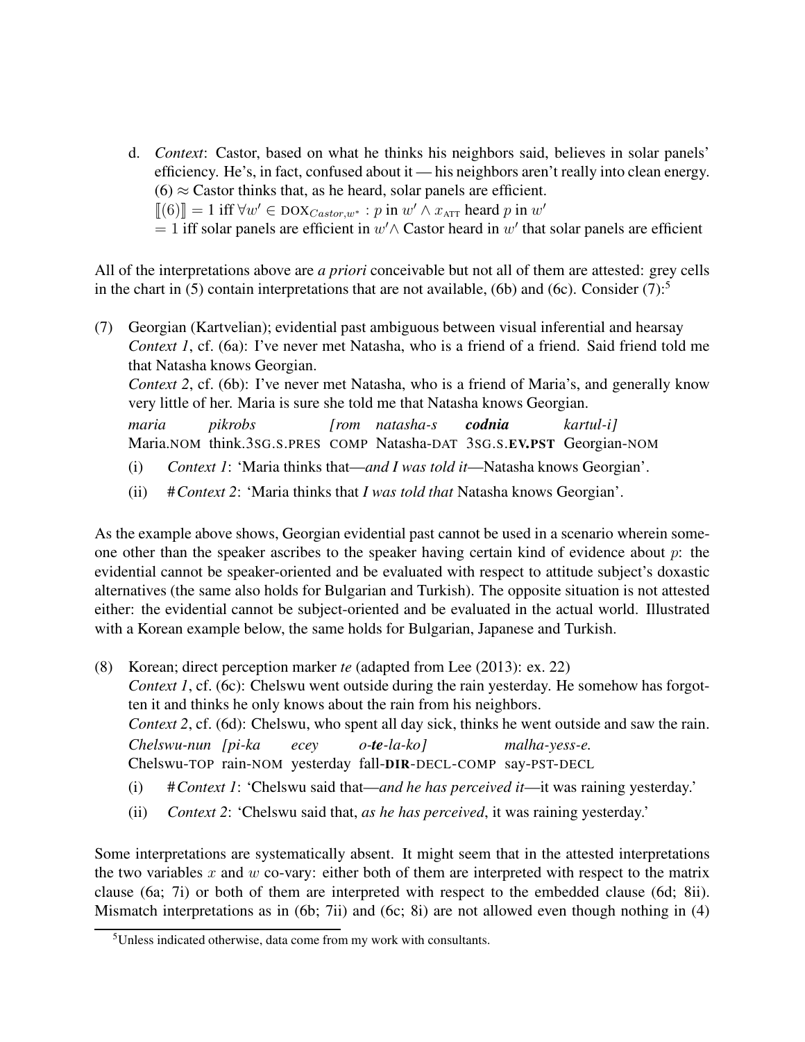d. *Context*: Castor, based on what he thinks his neighbors said, believes in solar panels' efficiency. He's, in fact, confused about it — his neighbors aren't really into clean energy.
   (6) ≈ Castor thinks that, as he heard, solar panels are efficient.
   $[\![(6)]\!] = 1$ iff $\forall w' \in \text{DOX}_{Castor,w^*} : p$ in $w' \wedge x_{\text{ATT}}$ heard $p$ in $w'$
   $= 1$ iff solar panels are efficient in $w' \wedge$ Castor heard in $w'$ that solar panels are efficient

All of the interpretations above are *a priori* conceivable but not all of them are attested: grey cells in the chart in (5) contain interpretations that are not available, (6b) and (6c). Consider (7):[5]

(7) Georgian (Kartvelian); evidential past ambiguous between visual inferential and hearsay
*Context 1*, cf. (6a): I've never met Natasha, who is a friend of a friend. Said friend told me that Natasha knows Georgian.
*Context 2*, cf. (6b): I've never met Natasha, who is a friend of Maria's, and generally know very little of her. Maria is sure she told me that Natasha knows Georgian.

| *maria* | *pikrobs* | *[rom* | *natasha-s* | ***codnia*** | *kartul-i]* |
|---|---|---|---|---|---|
| Maria.NOM | think.3SG.S.PRES | COMP | Natasha-DAT | 3SG.S.**EV.PST** | Georgian-NOM |

(i) *Context 1*: 'Maria thinks that—*and I was told it*—Natasha knows Georgian'.

(ii) #*Context 2*: 'Maria thinks that *I was told that* Natasha knows Georgian'.

As the example above shows, Georgian evidential past cannot be used in a scenario wherein someone other than the speaker ascribes to the speaker having certain kind of evidence about $p$: the evidential cannot be speaker-oriented and be evaluated with respect to attitude subject's doxastic alternatives (the same also holds for Bulgarian and Turkish). The opposite situation is not attested either: the evidential cannot be subject-oriented and be evaluated in the actual world. Illustrated with a Korean example below, the same holds for Bulgarian, Japanese and Turkish.

(8) Korean; direct perception marker *te* (adapted from Lee (2013): ex. 22)
*Context 1*, cf. (6c): Chelswu went outside during the rain yesterday. He somehow has forgotten it and thinks he only knows about the rain from his neighbors.
*Context 2*, cf. (6d): Chelswu, who spent all day sick, thinks he went outside and saw the rain.

| *Chelswu-nun* | *[pi-ka* | *ecey* | *o-**te**-la-ko]* | *malha-yess-e.* |
|---|---|---|---|---|
| Chelswu-TOP | rain-NOM | yesterday | fall-**DIR**-DECL-COMP | say-PST-DECL |

(i) #*Context 1*: 'Chelswu said that—*and he has perceived it*—it was raining yesterday.'

(ii) *Context 2*: 'Chelswu said that, *as he has perceived*, it was raining yesterday.'

Some interpretations are systematically absent. It might seem that in the attested interpretations the two variables $x$ and $w$ co-vary: either both of them are interpreted with respect to the matrix clause (6a; 7i) or both of them are interpreted with respect to the embedded clause (6d; 8ii). Mismatch interpretations as in (6b; 7ii) and (6c; 8i) are not allowed even though nothing in (4)

[5] Unless indicated otherwise, data come from my work with consultants.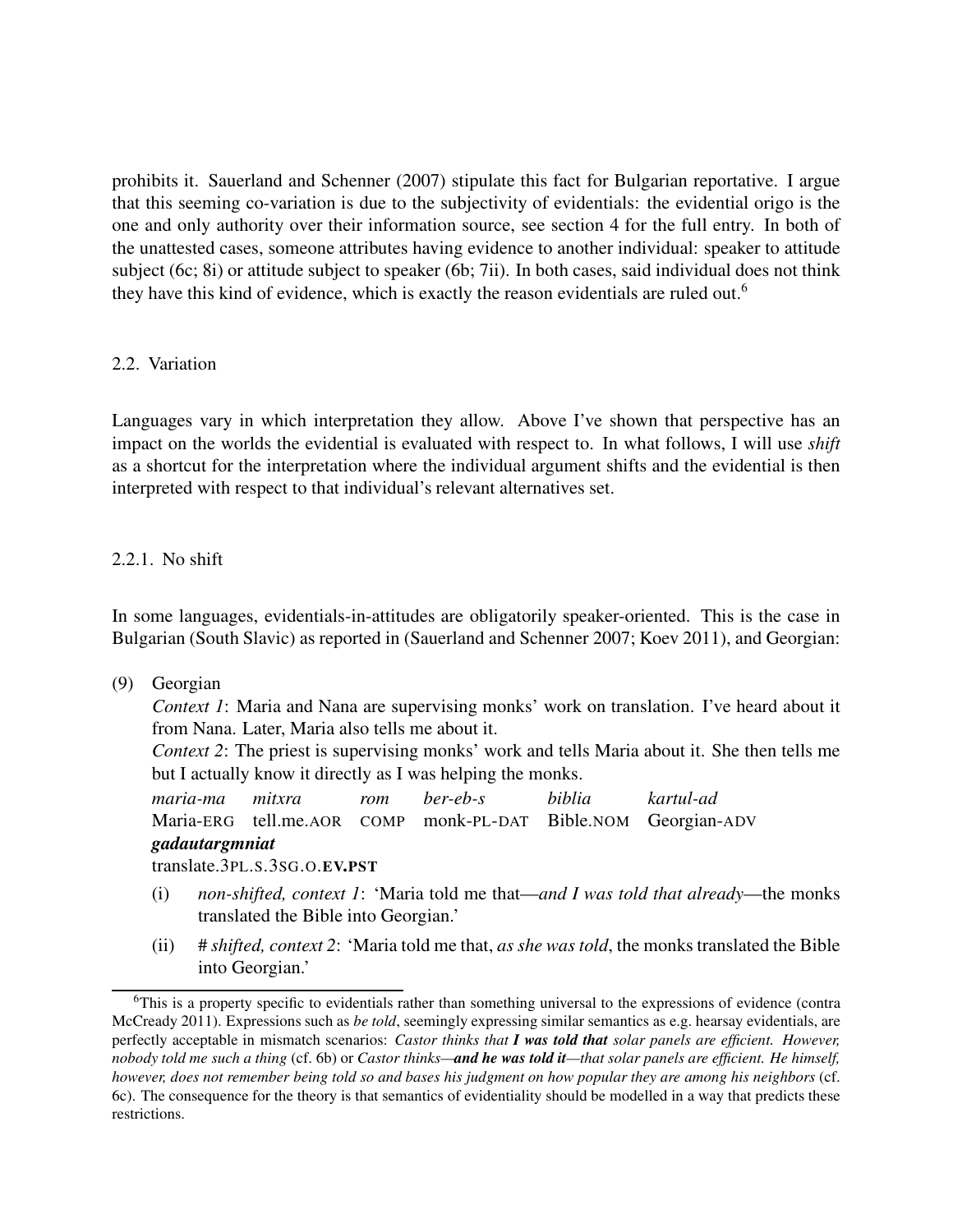prohibits it. Sauerland and Schenner (2007) stipulate this fact for Bulgarian reportative. I argue that this seeming co-variation is due to the subjectivity of evidentials: the evidential origo is the one and only authority over their information source, see section 4 for the full entry. In both of the unattested cases, someone attributes having evidence to another individual: speaker to attitude subject (6c; 8i) or attitude subject to speaker (6b; 7ii). In both cases, said individual does not think they have this kind of evidence, which is exactly the reason evidentials are ruled out.[6]

### 2.2. Variation

Languages vary in which interpretation they allow. Above I've shown that perspective has an impact on the worlds the evidential is evaluated with respect to. In what follows, I will use *shift* as a shortcut for the interpretation where the individual argument shifts and the evidential is then interpreted with respect to that individual's relevant alternatives set.

#### 2.2.1. No shift

In some languages, evidentials-in-attitudes are obligatorily speaker-oriented. This is the case in Bulgarian (South Slavic) as reported in (Sauerland and Schenner 2007; Koev 2011), and Georgian:

(9) Georgian
*Context 1*: Maria and Nana are supervising monks' work on translation. I've heard about it from Nana. Later, Maria also tells me about it.
*Context 2*: The priest is supervising monks' work and tells Maria about it. She then tells me but I actually know it directly as I was helping the monks.

| *maria-ma* | *mitxra* | *rom* | *ber-eb-s* | *biblia* | *kartul-ad* |
|---|---|---|---|---|---|
| Maria-ERG | tell.me.AOR | COMP | monk-PL-DAT | Bible.NOM | Georgian-ADV |

***gadautargmniat***
translate.3PL.S.3SG.O.**EV.PST**

(i) *non-shifted, context 1*: 'Maria told me that—*and I was told that already*—the monks translated the Bible into Georgian.'

(ii) # *shifted, context 2*: 'Maria told me that, *as she was told*, the monks translated the Bible into Georgian.'

[6] This is a property specific to evidentials rather than something universal to the expressions of evidence (contra McCready 2011). Expressions such as *be told*, seemingly expressing similar semantics as e.g. hearsay evidentials, are perfectly acceptable in mismatch scenarios: *Castor thinks that* ***I was told that*** *solar panels are efficient. However, nobody told me such a thing* (cf. 6b) or *Castor thinks—**and he was told it**—that solar panels are efficient. He himself, however, does not remember being told so and bases his judgment on how popular they are among his neighbors* (cf. 6c). The consequence for the theory is that semantics of evidentiality should be modelled in a way that predicts these restrictions.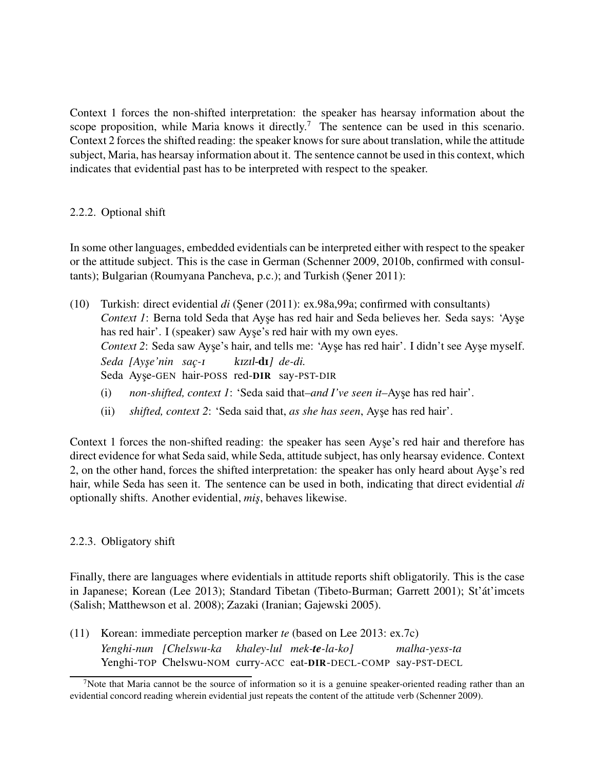Context 1 forces the non-shifted interpretation: the speaker has hearsay information about the scope proposition, while Maria knows it directly.[7] The sentence can be used in this scenario. Context 2 forces the shifted reading: the speaker knows for sure about translation, while the attitude subject, Maria, has hearsay information about it. The sentence cannot be used in this context, which indicates that evidential past has to be interpreted with respect to the speaker.

### 2.2.2. Optional shift

In some other languages, embedded evidentials can be interpreted either with respect to the speaker or the attitude subject. This is the case in German (Schenner 2009, 2010b, confirmed with consultants); Bulgarian (Roumyana Pancheva, p.c.); and Turkish (Şener 2011):

(10) Turkish: direct evidential *di* (Şener (2011): ex.98a,99a; confirmed with consultants)
*Context 1*: Berna told Seda that Ayşe has red hair and Seda believes her. Seda says: 'Ayşe has red hair'. I (speaker) saw Ayşe's red hair with my own eyes.
*Context 2*: Seda saw Ayşe's hair, and tells me: 'Ayşe has red hair'. I didn't see Ayşe myself.
*Seda [Ayşe'nin saç-ı kızıl-**dı**] de-di.*
Seda Ayşe-GEN hair-POSS red-**DIR** say-PST-DIR

(i) *non-shifted, context 1*: 'Seda said that–*and I've seen it*–Ayşe has red hair'.
(ii) *shifted, context 2*: 'Seda said that, *as she has seen*, Ayşe has red hair'.

Context 1 forces the non-shifted reading: the speaker has seen Ayşe's red hair and therefore has direct evidence for what Seda said, while Seda, attitude subject, has only hearsay evidence. Context 2, on the other hand, forces the shifted interpretation: the speaker has only heard about Ayşe's red hair, while Seda has seen it. The sentence can be used in both, indicating that direct evidential *di* optionally shifts. Another evidential, *miş*, behaves likewise.

### 2.2.3. Obligatory shift

Finally, there are languages where evidentials in attitude reports shift obligatorily. This is the case in Japanese; Korean (Lee 2013); Standard Tibetan (Tibeto-Burman; Garrett 2001); St'át'imcets (Salish; Matthewson et al. 2008); Zazaki (Iranian; Gajewski 2005).

(11) Korean: immediate perception marker *te* (based on Lee 2013: ex.7c)
*Yenghi-nun [Chelswu-ka khaley-lul mek-**te**-la-ko] malha-yess-ta*
Yenghi-TOP Chelswu-NOM curry-ACC eat-**DIR**-DECL-COMP say-PST-DECL

[7] Note that Maria cannot be the source of information so it is a genuine speaker-oriented reading rather than an evidential concord reading wherein evidential just repeats the content of the attitude verb (Schenner 2009).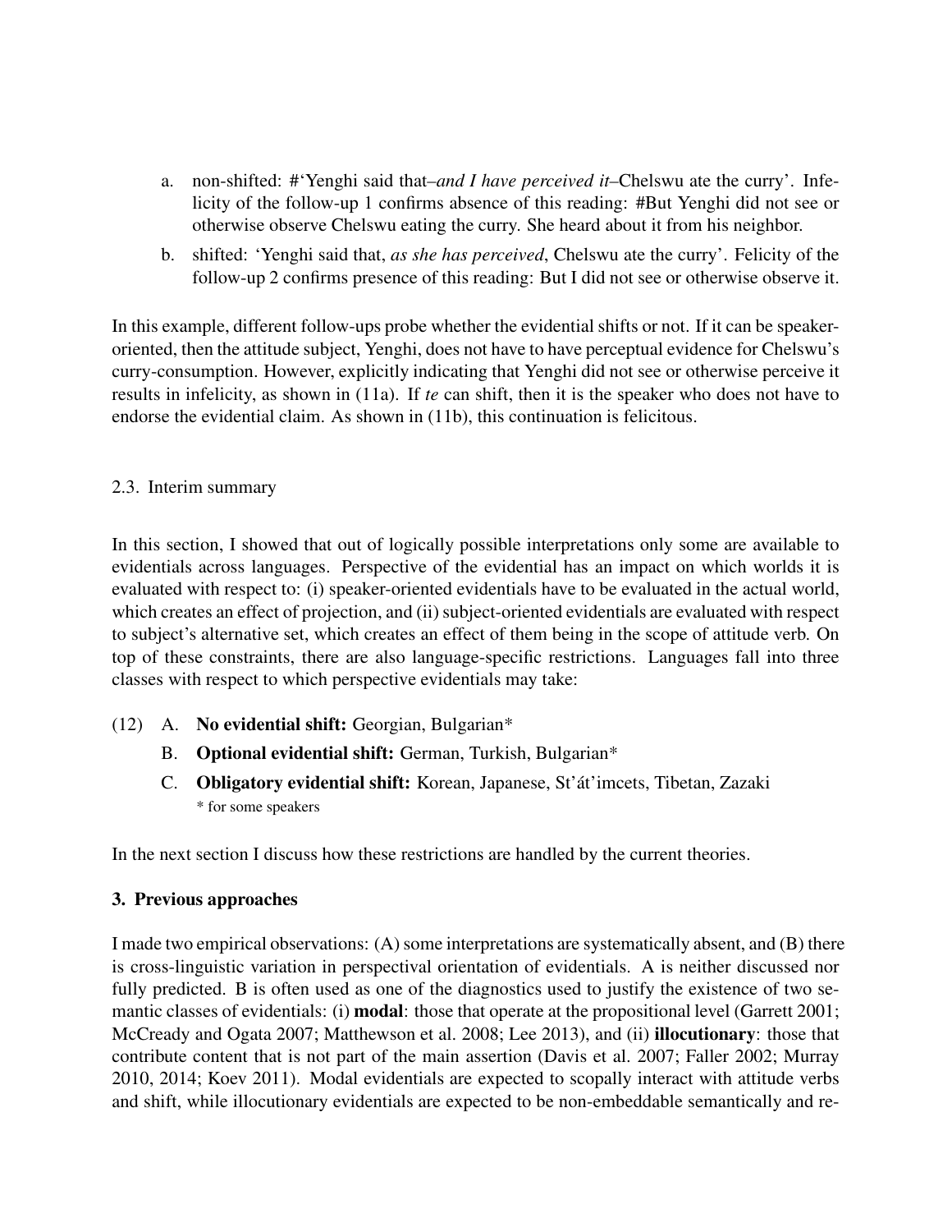a. non-shifted: #'Yenghi said that–*and I have perceived it*–Chelswu ate the curry'. Infelicity of the follow-up 1 confirms absence of this reading: #But Yenghi did not see or otherwise observe Chelswu eating the curry. She heard about it from his neighbor.

b. shifted: 'Yenghi said that, *as she has perceived*, Chelswu ate the curry'. Felicity of the follow-up 2 confirms presence of this reading: But I did not see or otherwise observe it.

In this example, different follow-ups probe whether the evidential shifts or not. If it can be speaker-oriented, then the attitude subject, Yenghi, does not have to have perceptual evidence for Chelswu's curry-consumption. However, explicitly indicating that Yenghi did not see or otherwise perceive it results in infelicity, as shown in (11a). If *te* can shift, then it is the speaker who does not have to endorse the evidential claim. As shown in (11b), this continuation is felicitous.

### 2.3. Interim summary

In this section, I showed that out of logically possible interpretations only some are available to evidentials across languages. Perspective of the evidential has an impact on which worlds it is evaluated with respect to: (i) speaker-oriented evidentials have to be evaluated in the actual world, which creates an effect of projection, and (ii) subject-oriented evidentials are evaluated with respect to subject's alternative set, which creates an effect of them being in the scope of attitude verb. On top of these constraints, there are also language-specific restrictions. Languages fall into three classes with respect to which perspective evidentials may take:

(12) A. **No evidential shift:** Georgian, Bulgarian*

B. **Optional evidential shift:** German, Turkish, Bulgarian*

C. **Obligatory evidential shift:** Korean, Japanese, St'át'imcets, Tibetan, Zazaki
\* for some speakers

In the next section I discuss how these restrictions are handled by the current theories.

## 3. Previous approaches

I made two empirical observations: (A) some interpretations are systematically absent, and (B) there is cross-linguistic variation in perspectival orientation of evidentials. A is neither discussed nor fully predicted. B is often used as one of the diagnostics used to justify the existence of two semantic classes of evidentials: (i) **modal**: those that operate at the propositional level (Garrett 2001; McCready and Ogata 2007; Matthewson et al. 2008; Lee 2013), and (ii) **illocutionary**: those that contribute content that is not part of the main assertion (Davis et al. 2007; Faller 2002; Murray 2010, 2014; Koev 2011). Modal evidentials are expected to scopally interact with attitude verbs and shift, while illocutionary evidentials are expected to be non-embeddable semantically and re-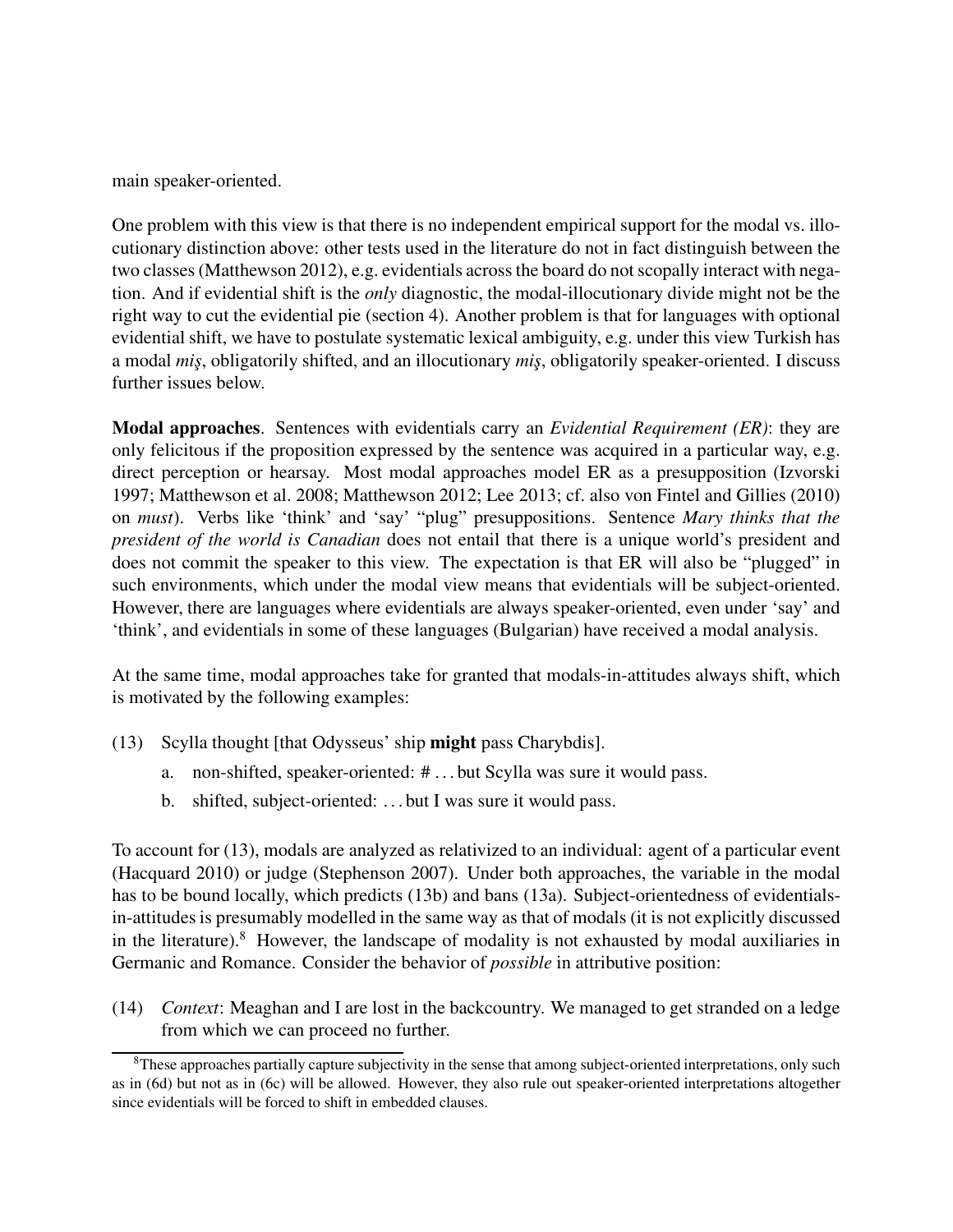main speaker-oriented.

One problem with this view is that there is no independent empirical support for the modal vs. illocutionary distinction above: other tests used in the literature do not in fact distinguish between the two classes (Matthewson 2012), e.g. evidentials across the board do not scopally interact with negation. And if evidential shift is the *only* diagnostic, the modal-illocutionary divide might not be the right way to cut the evidential pie (section 4). Another problem is that for languages with optional evidential shift, we have to postulate systematic lexical ambiguity, e.g. under this view Turkish has a modal *miş*, obligatorily shifted, and an illocutionary *miş*, obligatorily speaker-oriented. I discuss further issues below.

**Modal approaches**. Sentences with evidentials carry an *Evidential Requirement (ER)*: they are only felicitous if the proposition expressed by the sentence was acquired in a particular way, e.g. direct perception or hearsay. Most modal approaches model ER as a presupposition (Izvorski 1997; Matthewson et al. 2008; Matthewson 2012; Lee 2013; cf. also von Fintel and Gillies (2010) on *must*). Verbs like 'think' and 'say' "plug" presuppositions. Sentence *Mary thinks that the president of the world is Canadian* does not entail that there is a unique world's president and does not commit the speaker to this view. The expectation is that ER will also be "plugged" in such environments, which under the modal view means that evidentials will be subject-oriented. However, there are languages where evidentials are always speaker-oriented, even under 'say' and 'think', and evidentials in some of these languages (Bulgarian) have received a modal analysis.

At the same time, modal approaches take for granted that modals-in-attitudes always shift, which is motivated by the following examples:

(13) Scylla thought [that Odysseus' ship **might** pass Charybdis].

  a. non-shifted, speaker-oriented: # ... but Scylla was sure it would pass.

  b. shifted, subject-oriented: ... but I was sure it would pass.

To account for (13), modals are analyzed as relativized to an individual: agent of a particular event (Hacquard 2010) or judge (Stephenson 2007). Under both approaches, the variable in the modal has to be bound locally, which predicts (13b) and bans (13a). Subject-orientedness of evidentials-in-attitudes is presumably modelled in the same way as that of modals (it is not explicitly discussed in the literature).[8] However, the landscape of modality is not exhausted by modal auxiliaries in Germanic and Romance. Consider the behavior of *possible* in attributive position:

(14) *Context*: Meaghan and I are lost in the backcountry. We managed to get stranded on a ledge from which we can proceed no further.

[8] These approaches partially capture subjectivity in the sense that among subject-oriented interpretations, only such as in (6d) but not as in (6c) will be allowed. However, they also rule out speaker-oriented interpretations altogether since evidentials will be forced to shift in embedded clauses.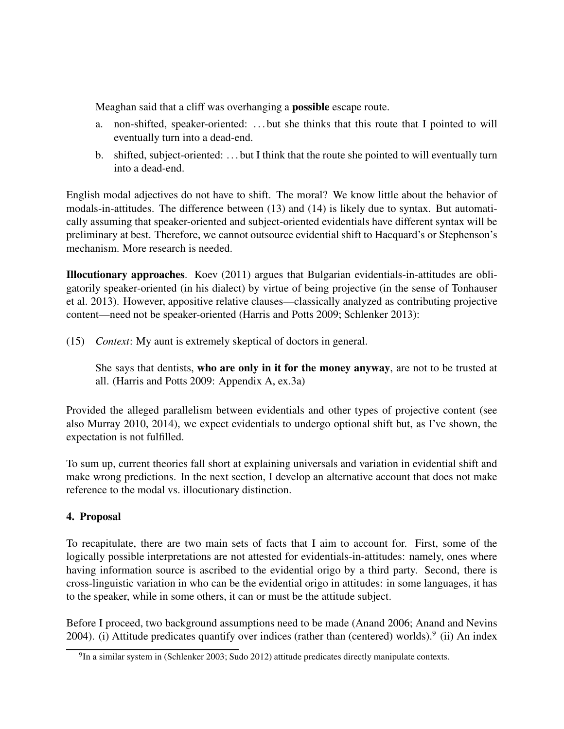Meaghan said that a cliff was overhanging a **possible** escape route.

a. non-shifted, speaker-oriented: ... but she thinks that this route that I pointed to will eventually turn into a dead-end.

b. shifted, subject-oriented: ... but I think that the route she pointed to will eventually turn into a dead-end.

English modal adjectives do not have to shift. The moral? We know little about the behavior of modals-in-attitudes. The difference between (13) and (14) is likely due to syntax. But automatically assuming that speaker-oriented and subject-oriented evidentials have different syntax will be preliminary at best. Therefore, we cannot outsource evidential shift to Hacquard's or Stephenson's mechanism. More research is needed.

**Illocutionary approaches**. Koev (2011) argues that Bulgarian evidentials-in-attitudes are obligatorily speaker-oriented (in his dialect) by virtue of being projective (in the sense of Tonhauser et al. 2013). However, appositive relative clauses—classically analyzed as contributing projective content—need not be speaker-oriented (Harris and Potts 2009; Schlenker 2013):

(15) *Context*: My aunt is extremely skeptical of doctors in general.

She says that dentists, **who are only in it for the money anyway**, are not to be trusted at all. (Harris and Potts 2009: Appendix A, ex.3a)

Provided the alleged parallelism between evidentials and other types of projective content (see also Murray 2010, 2014), we expect evidentials to undergo optional shift but, as I've shown, the expectation is not fulfilled.

To sum up, current theories fall short at explaining universals and variation in evidential shift and make wrong predictions. In the next section, I develop an alternative account that does not make reference to the modal vs. illocutionary distinction.

## 4. Proposal

To recapitulate, there are two main sets of facts that I aim to account for. First, some of the logically possible interpretations are not attested for evidentials-in-attitudes: namely, ones where having information source is ascribed to the evidential origo by a third party. Second, there is cross-linguistic variation in who can be the evidential origo in attitudes: in some languages, it has to the speaker, while in some others, it can or must be the attitude subject.

Before I proceed, two background assumptions need to be made (Anand 2006; Anand and Nevins 2004). (i) Attitude predicates quantify over indices (rather than (centered) worlds).[9] (ii) An index

[9] In a similar system in (Schlenker 2003; Sudo 2012) attitude predicates directly manipulate contexts.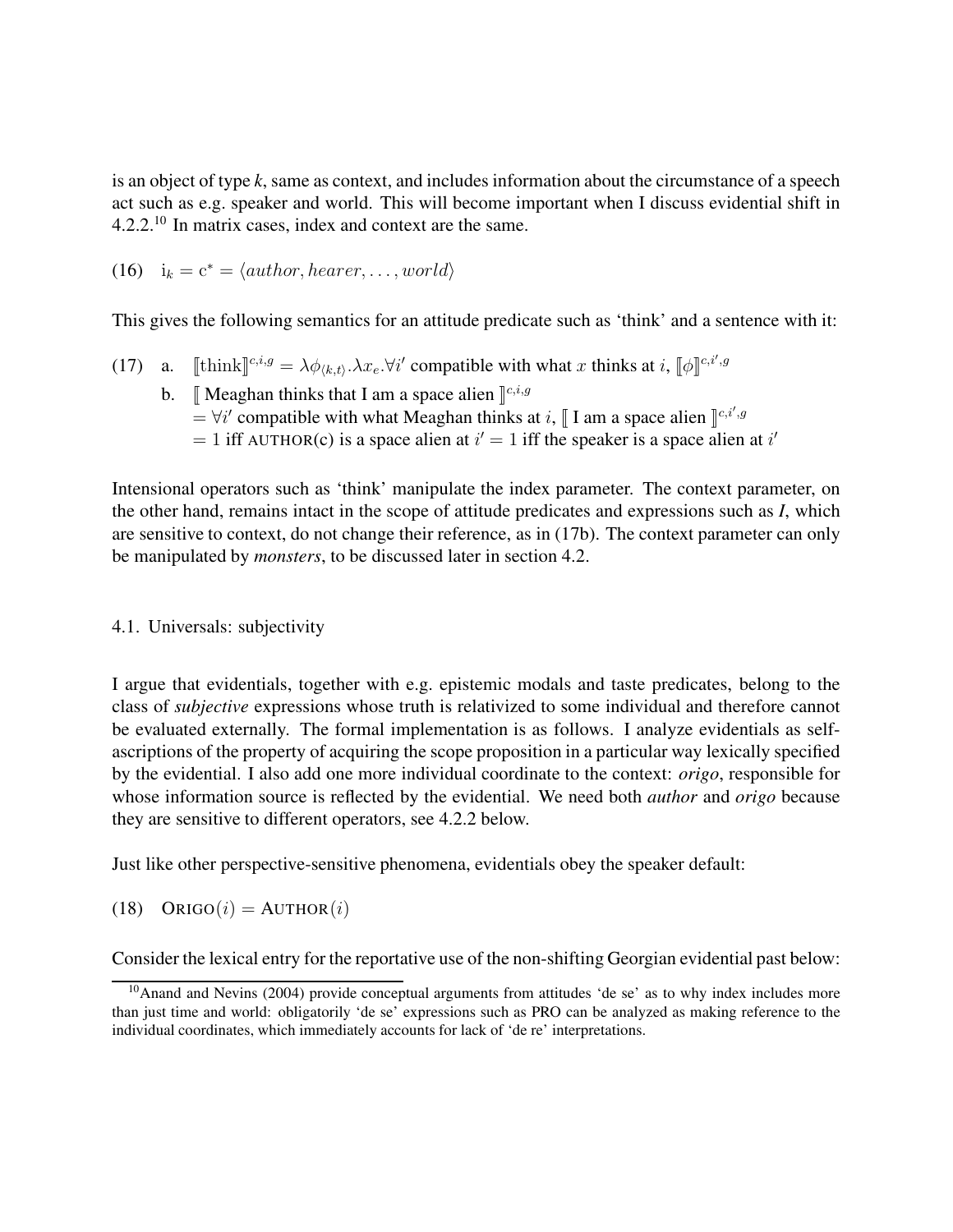is an object of type *k*, same as context, and includes information about the circumstance of a speech act such as e.g. speaker and world. This will become important when I discuss evidential shift in 4.2.2.[10] In matrix cases, index and context are the same.

(16) $\mathrm{i}_k = \mathrm{c}^* = \langle author, hearer, \ldots, world \rangle$

This gives the following semantics for an attitude predicate such as 'think' and a sentence with it:

(17) a. $[\![\text{think}]\!]^{c,i,g} = \lambda \phi_{\langle k,t \rangle}.\lambda x_e.\forall i'$ compatible with what $x$ thinks at $i$, $[\![\phi]\!]^{c,i',g}$

b. $[\![$ Meaghan thinks that I am a space alien $]\!]^{c,i,g}$
$= \forall i'$ compatible with what Meaghan thinks at $i$, $[\![$ I am a space alien $]\!]^{c,i',g}$
$= 1$ iff AUTHOR(c) is a space alien at $i' = 1$ iff the speaker is a space alien at $i'$

Intensional operators such as 'think' manipulate the index parameter. The context parameter, on the other hand, remains intact in the scope of attitude predicates and expressions such as *I*, which are sensitive to context, do not change their reference, as in (17b). The context parameter can only be manipulated by *monsters*, to be discussed later in section 4.2.

### 4.1. Universals: subjectivity

I argue that evidentials, together with e.g. epistemic modals and taste predicates, belong to the class of *subjective* expressions whose truth is relativized to some individual and therefore cannot be evaluated externally. The formal implementation is as follows. I analyze evidentials as self-ascriptions of the property of acquiring the scope proposition in a particular way lexically specified by the evidential. I also add one more individual coordinate to the context: *origo*, responsible for whose information source is reflected by the evidential. We need both *author* and *origo* because they are sensitive to different operators, see 4.2.2 below.

Just like other perspective-sensitive phenomena, evidentials obey the speaker default:

(18) $\text{ORIGO}(i) = \text{AUTHOR}(i)$

Consider the lexical entry for the reportative use of the non-shifting Georgian evidential past below:

[10] Anand and Nevins (2004) provide conceptual arguments from attitudes 'de se' as to why index includes more than just time and world: obligatorily 'de se' expressions such as PRO can be analyzed as making reference to the individual coordinates, which immediately accounts for lack of 'de re' interpretations.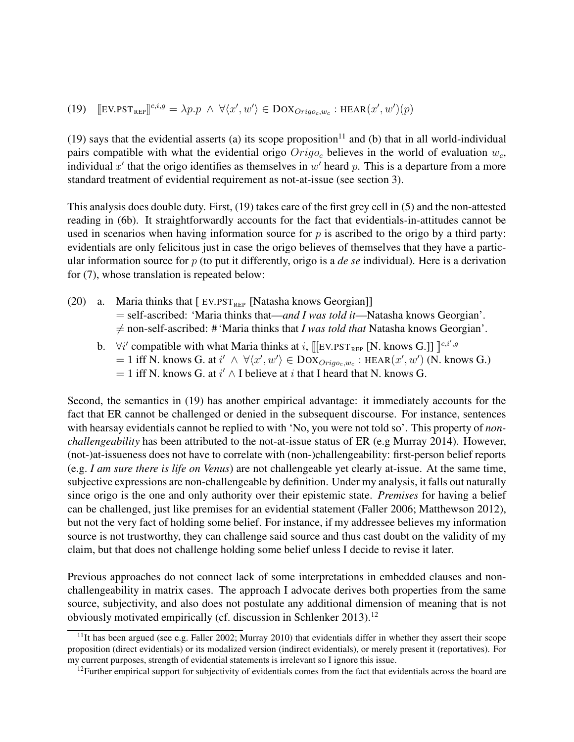(19) $[\![\text{EV.PST}_{\text{REP}}]\!]^{c,i,g} = \lambda p.p \wedge \forall \langle x', w' \rangle \in \text{DOX}_{Origo_c, w_c} : \text{HEAR}(x', w')(p)$

(19) says that the evidential asserts (a) its scope proposition[11] and (b) that in all world-individual pairs compatible with what the evidential origo $Origo_c$ believes in the world of evaluation $w_c$, individual $x'$ that the origo identifies as themselves in $w'$ heard $p$. This is a departure from a more standard treatment of evidential requirement as not-at-issue (see section 3).

This analysis does double duty. First, (19) takes care of the first grey cell in (5) and the non-attested reading in (6b). It straightforwardly accounts for the fact that evidentials-in-attitudes cannot be used in scenarios when having information source for $p$ is ascribed to the origo by a third party: evidentials are only felicitous just in case the origo believes of themselves that they have a particular information source for $p$ (to put it differently, origo is a *de se* individual). Here is a derivation for (7), whose translation is repeated below:

(20) a. Maria thinks that [ $\text{EV.PST}_{\text{REP}}$ [Natasha knows Georgian]]
$=$ self-ascribed: 'Maria thinks that—*and I was told it*—Natasha knows Georgian'.
$\neq$ non-self-ascribed: # 'Maria thinks that *I was told that* Natasha knows Georgian'.

b. $\forall i'$ compatible with what Maria thinks at $i$, $[\![ [\text{EV.PST}_{\text{REP}}$ [N. knows G.]] $]\!]^{c,i',g}$
$= 1$ iff N. knows G. at $i' \wedge \forall \langle x', w' \rangle \in \text{DOX}_{Origo_c, w_c} : \text{HEAR}(x', w')$ (N. knows G.)
$= 1$ iff N. knows G. at $i' \wedge$ I believe at $i$ that I heard that N. knows G.

Second, the semantics in (19) has another empirical advantage: it immediately accounts for the fact that ER cannot be challenged or denied in the subsequent discourse. For instance, sentences with hearsay evidentials cannot be replied to with 'No, you were not told so'. This property of *non-challengeability* has been attributed to the not-at-issue status of ER (e.g Murray 2014). However, (not-)at-issueness does not have to correlate with (non-)challengeability: first-person belief reports (e.g. *I am sure there is life on Venus*) are not challengeable yet clearly at-issue. At the same time, subjective expressions are non-challengeable by definition. Under my analysis, it falls out naturally since origo is the one and only authority over their epistemic state. *Premises* for having a belief can be challenged, just like premises for an evidential statement (Faller 2006; Matthewson 2012), but not the very fact of holding some belief. For instance, if my addressee believes my information source is not trustworthy, they can challenge said source and thus cast doubt on the validity of my claim, but that does not challenge holding some belief unless I decide to revise it later.

Previous approaches do not connect lack of some interpretations in embedded clauses and non-challengeability in matrix cases. The approach I advocate derives both properties from the same source, subjectivity, and also does not postulate any additional dimension of meaning that is not obviously motivated empirically (cf. discussion in Schlenker 2013).[12]

[11] It has been argued (see e.g. Faller 2002; Murray 2010) that evidentials differ in whether they assert their scope proposition (direct evidentials) or its modalized version (indirect evidentials), or merely present it (reportatives). For my current purposes, strength of evidential statements is irrelevant so I ignore this issue.

[12] Further empirical support for subjectivity of evidentials comes from the fact that evidentials across the board are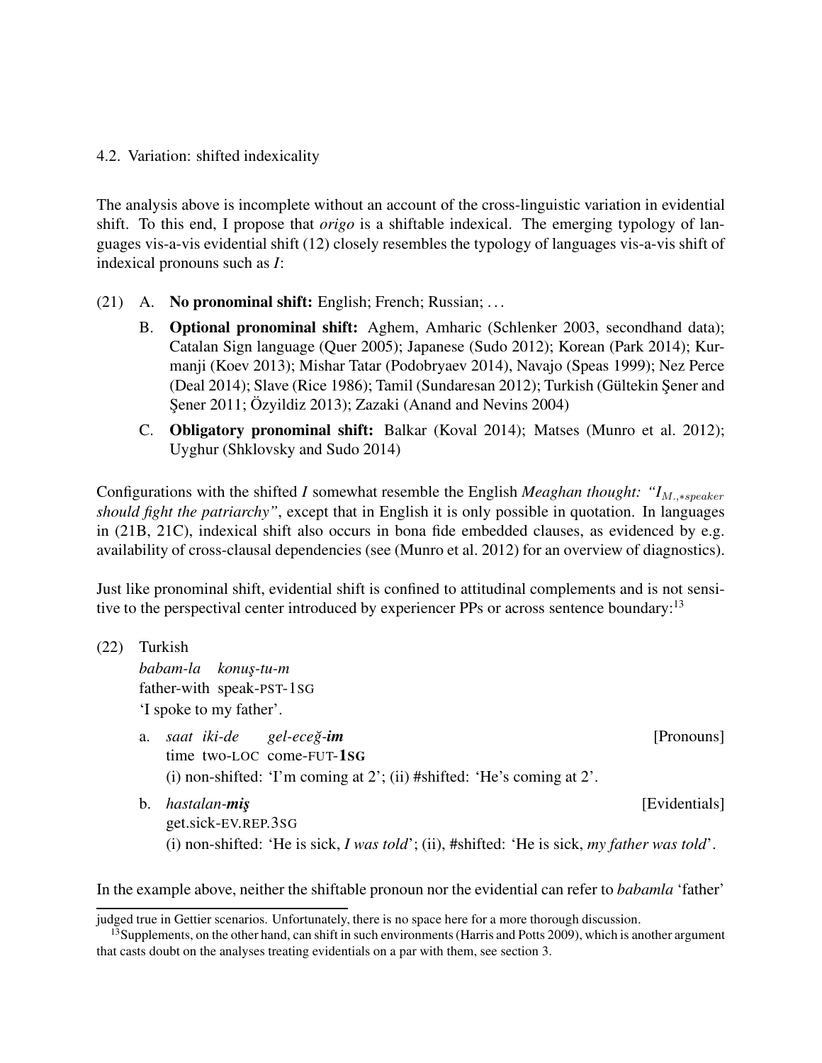4.2. Variation: shifted indexicality

The analysis above is incomplete without an account of the cross-linguistic variation in evidential shift. To this end, I propose that *origo* is a shiftable indexical. The emerging typology of languages vis-a-vis evidential shift (12) closely resembles the typology of languages vis-a-vis shift of indexical pronouns such as *I*:

(21) A. **No pronominal shift:** English; French; Russian; ...

B. **Optional pronominal shift:** Aghem, Amharic (Schlenker 2003, secondhand data); Catalan Sign language (Quer 2005); Japanese (Sudo 2012); Korean (Park 2014); Kurmanji (Koev 2013); Mishar Tatar (Podobryaev 2014), Navajo (Speas 1999); Nez Perce (Deal 2014); Slave (Rice 1986); Tamil (Sundaresan 2012); Turkish (Gültekin Şener and Şener 2011; Özyildiz 2013); Zazaki (Anand and Nevins 2004)

C. **Obligatory pronominal shift:** Balkar (Koval 2014); Matses (Munro et al. 2012); Uyghur (Shklovsky and Sudo 2014)

Configurations with the shifted *I* somewhat resemble the English *Meaghan thought: "*$I_{M.,*speaker}$ *should fight the patriarchy"*, except that in English it is only possible in quotation. In languages in (21B, 21C), indexical shift also occurs in bona fide embedded clauses, as evidenced by e.g. availability of cross-clausal dependencies (see (Munro et al. 2012) for an overview of diagnostics).

Just like pronominal shift, evidential shift is confined to attitudinal complements and is not sensitive to the perspectival center introduced by experiencer PPs or across sentence boundary:[13]

(22) Turkish
*babam-la konuş-tu-m*
father-with speak-PST-1SG
'I spoke to my father'.

a. *saat iki-de gel-eceğ-**im*** [Pronouns]
time two-LOC come-FUT-**1SG**
(i) non-shifted: 'I'm coming at 2'; (ii) #shifted: 'He's coming at 2'.

b. *hastalan-**miş*** [Evidentials]
get.sick-EV.REP.3SG
(i) non-shifted: 'He is sick, *I was told*'; (ii), #shifted: 'He is sick, *my father was told*'.

In the example above, neither the shiftable pronoun nor the evidential can refer to *babamla* 'father'

---

judged true in Gettier scenarios. Unfortunately, there is no space here for a more thorough discussion.

[13] Supplements, on the other hand, can shift in such environments (Harris and Potts 2009), which is another argument that casts doubt on the analyses treating evidentials on a par with them, see section 3.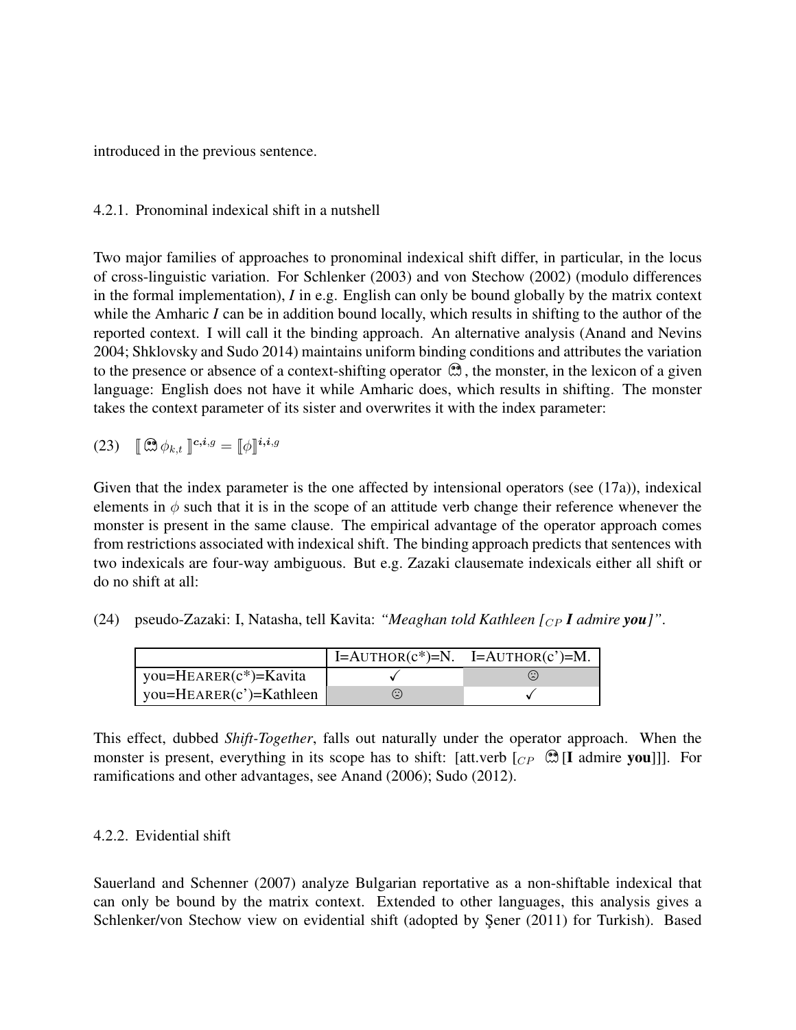introduced in the previous sentence.

#### 4.2.1. Pronominal indexical shift in a nutshell

Two major families of approaches to pronominal indexical shift differ, in particular, in the locus of cross-linguistic variation. For Schlenker (2003) and von Stechow (2002) (modulo differences in the formal implementation), *I* in e.g. English can only be bound globally by the matrix context while the Amharic *I* can be in addition bound locally, which results in shifting to the author of the reported context. I will call it the binding approach. An alternative analysis (Anand and Nevins 2004; Shklovsky and Sudo 2014) maintains uniform binding conditions and attributes the variation to the presence or absence of a context-shifting operator 👾, the monster, in the lexicon of a given language: English does not have it while Amharic does, which results in shifting. The monster takes the context parameter of its sister and overwrites it with the index parameter:

(23) $[\![\, 👾\, \phi_{k,t} \,]\!]^{\boldsymbol{c},\boldsymbol{i},g} = [\![\phi]\!]^{\boldsymbol{i},\boldsymbol{i},g}$

Given that the index parameter is the one affected by intensional operators (see (17a)), indexical elements in $\phi$ such that it is in the scope of an attitude verb change their reference whenever the monster is present in the same clause. The empirical advantage of the operator approach comes from restrictions associated with indexical shift. The binding approach predicts that sentences with two indexicals are four-way ambiguous. But e.g. Zazaki clausemate indexicals either all shift or do no shift at all:

(24) pseudo-Zazaki: I, Natasha, tell Kavita: *"Meaghan told Kathleen [$_{CP}$ **I** admire **you**]"*.

| | I=AUTHOR(c*)=N. | I=AUTHOR(c')=M. |
|---|---|---|
| you=HEARER(c*)=Kavita | ✓ | ☹ |
| you=HEARER(c')=Kathleen | ☹ | ✓ |

This effect, dubbed *Shift-Together*, falls out naturally under the operator approach. When the monster is present, everything in its scope has to shift: [att.verb [$_{CP}$ 👾 [**I** admire **you**]]]. For ramifications and other advantages, see Anand (2006); Sudo (2012).

#### 4.2.2. Evidential shift

Sauerland and Schenner (2007) analyze Bulgarian reportative as a non-shiftable indexical that can only be bound by the matrix context. Extended to other languages, this analysis gives a Schlenker/von Stechow view on evidential shift (adopted by Şener (2011) for Turkish). Based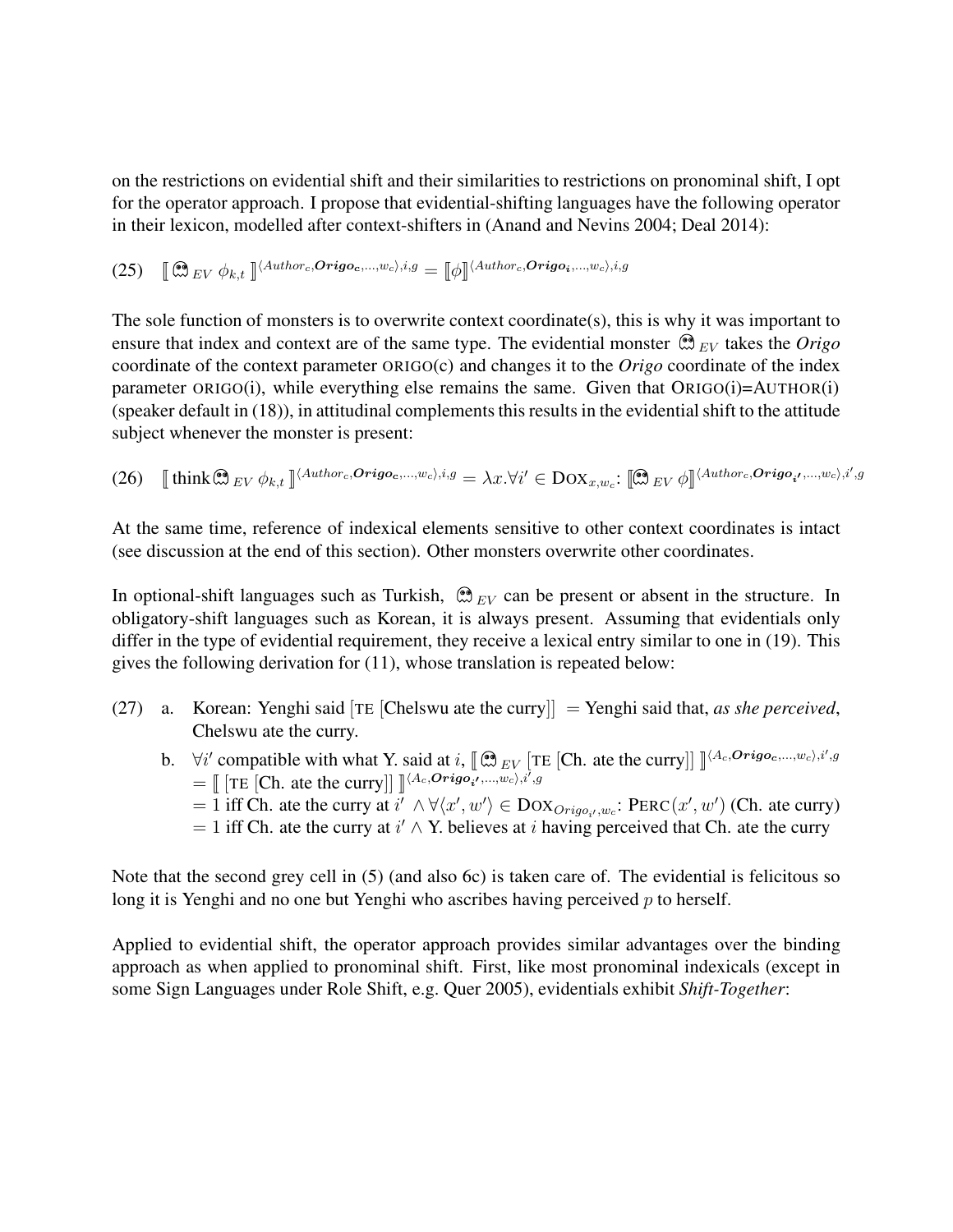on the restrictions on evidential shift and their similarities to restrictions on pronominal shift, I opt for the operator approach. I propose that evidential-shifting languages have the following operator in their lexicon, modelled after context-shifters in (Anand and Nevins 2004; Deal 2014):

(25) $[\![ \text{👾}_{EV}\ \phi_{k,t} ]\!]^{\langle Author_c, \boldsymbol{Origo_c}, \ldots, w_c \rangle, i, g} = [\![\phi]\!]^{\langle Author_c, \boldsymbol{Origo_i}, \ldots, w_c \rangle, i, g}$

The sole function of monsters is to overwrite context coordinate(s), this is why it was important to ensure that index and context are of the same type. The evidential monster $\text{👾}_{EV}$ takes the *Origo* coordinate of the context parameter ORIGO(c) and changes it to the *Origo* coordinate of the index parameter ORIGO(i), while everything else remains the same. Given that ORIGO(i)=AUTHOR(i) (speaker default in (18)), in attitudinal complements this results in the evidential shift to the attitude subject whenever the monster is present:

(26) $[\![ \text{think}\,\text{👾}_{EV}\ \phi_{k,t} ]\!]^{\langle Author_c, \boldsymbol{Origo_c}, \ldots, w_c \rangle, i, g} = \lambda x. \forall i' \in \text{DOX}_{x, w_c}\text{: } [\![\text{👾}_{EV}\ \phi]\!]^{\langle Author_c, \boldsymbol{Origo_{i'}}, \ldots, w_c \rangle, i', g}$

At the same time, reference of indexical elements sensitive to other context coordinates is intact (see discussion at the end of this section). Other monsters overwrite other coordinates.

In optional-shift languages such as Turkish, $\text{👾}_{EV}$ can be present or absent in the structure. In obligatory-shift languages such as Korean, it is always present. Assuming that evidentials only differ in the type of evidential requirement, they receive a lexical entry similar to one in (19). This gives the following derivation for (11), whose translation is repeated below:

(27) a. Korean: Yenghi said [TE [Chelswu ate the curry]] = Yenghi said that, *as she perceived*, Chelswu ate the curry.

b. $\forall i'$ compatible with what Y. said at $i$, $[\![ \text{👾}_{EV}$ [TE [Ch. ate the curry]] $]\!]^{\langle A_c, \boldsymbol{Origo_c}, \ldots, w_c \rangle, i', g}$
$= [\![$ [TE [Ch. ate the curry]] $]\!]^{\langle A_c, \boldsymbol{Origo_{i'}}, \ldots, w_c \rangle, i', g}$
$= 1$ iff Ch. ate the curry at $i'$ $\wedge \forall \langle x', w' \rangle \in \text{DOX}_{Origo_{i'}, w_c}$: $\text{PERC}(x', w')$ (Ch. ate curry)
$= 1$ iff Ch. ate the curry at $i'$ $\wedge$ Y. believes at $i$ having perceived that Ch. ate the curry

Note that the second grey cell in (5) (and also 6c) is taken care of. The evidential is felicitous so long it is Yenghi and no one but Yenghi who ascribes having perceived $p$ to herself.

Applied to evidential shift, the operator approach provides similar advantages over the binding approach as when applied to pronominal shift. First, like most pronominal indexicals (except in some Sign Languages under Role Shift, e.g. Quer 2005), evidentials exhibit *Shift-Together*: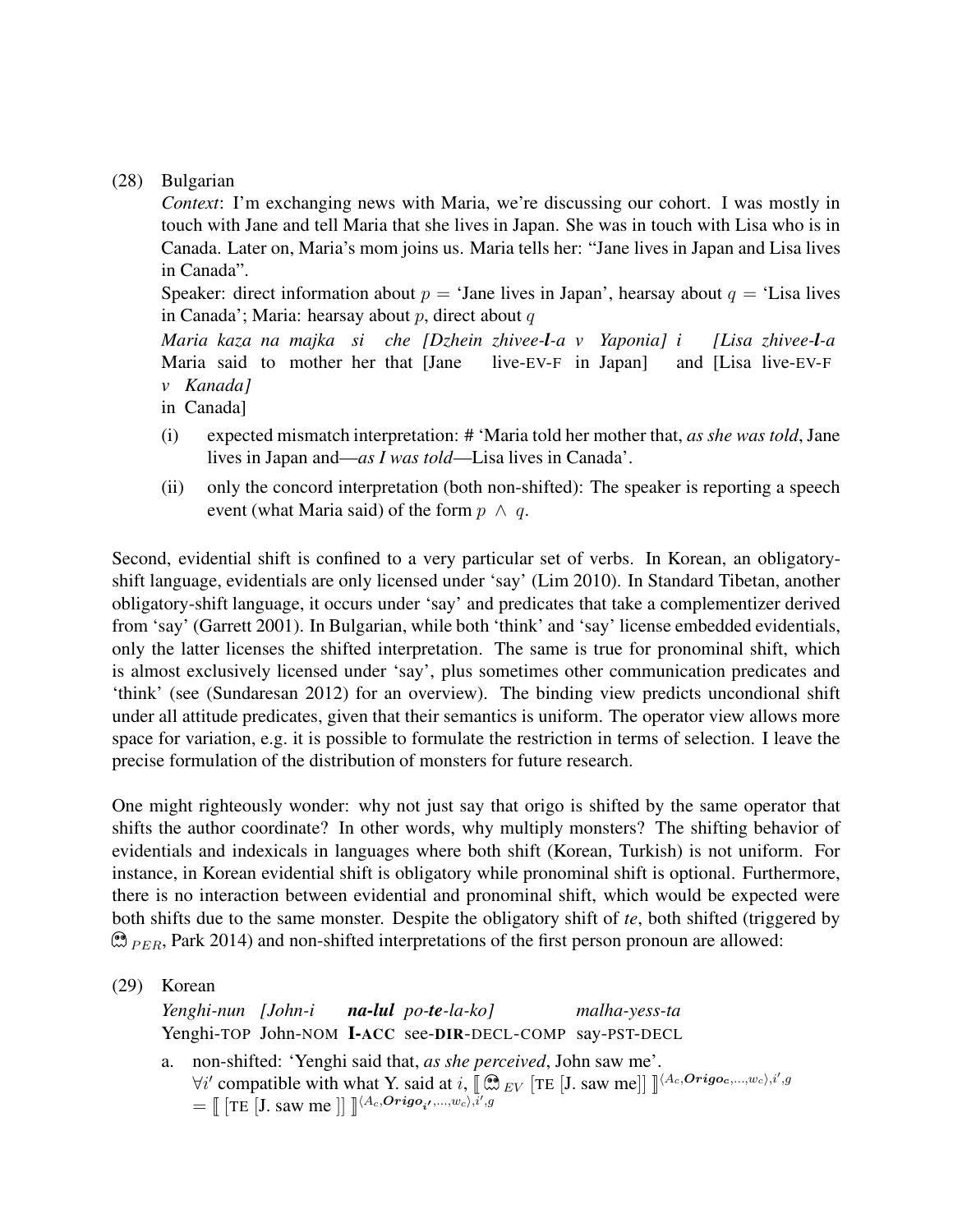(28) Bulgarian

*Context*: I'm exchanging news with Maria, we're discussing our cohort. I was mostly in touch with Jane and tell Maria that she lives in Japan. She was in touch with Lisa who is in Canada. Later on, Maria's mom joins us. Maria tells her: "Jane lives in Japan and Lisa lives in Canada".

Speaker: direct information about $p$ = 'Jane lives in Japan', hearsay about $q$ = 'Lisa lives in Canada'; Maria: hearsay about $p$, direct about $q$

*Maria kaza na majka si che [Dzhein zhivee-**l**-a v Yaponia] i [Lisa zhivee-**l**-a v Kanada]*
Maria said to mother her that [Jane live-EV-F in Japan] and [Lisa live-EV-F in Canada]

(i) expected mismatch interpretation: # 'Maria told her mother that, *as she was told*, Jane lives in Japan and—*as I was told*—Lisa lives in Canada'.

(ii) only the concord interpretation (both non-shifted): The speaker is reporting a speech event (what Maria said) of the form $p \wedge q$.

Second, evidential shift is confined to a very particular set of verbs. In Korean, an obligatory-shift language, evidentials are only licensed under 'say' (Lim 2010). In Standard Tibetan, another obligatory-shift language, it occurs under 'say' and predicates that take a complementizer derived from 'say' (Garrett 2001). In Bulgarian, while both 'think' and 'say' license embedded evidentials, only the latter licenses the shifted interpretation. The same is true for pronominal shift, which is almost exclusively licensed under 'say', plus sometimes other communication predicates and 'think' (see (Sundaresan 2012) for an overview). The binding view predicts uncondional shift under all attitude predicates, given that their semantics is uniform. The operator view allows more space for variation, e.g. it is possible to formulate the restriction in terms of selection. I leave the precise formulation of the distribution of monsters for future research.

One might righteously wonder: why not just say that origo is shifted by the same operator that shifts the author coordinate? In other words, why multiply monsters? The shifting behavior of evidentials and indexicals in languages where both shift (Korean, Turkish) is not uniform. For instance, in Korean evidential shift is obligatory while pronominal shift is optional. Furthermore, there is no interaction between evidential and pronominal shift, which would be expected were both shifts due to the same monster. Despite the obligatory shift of *te*, both shifted (triggered by 👾$_{PER}$, Park 2014) and non-shifted interpretations of the first person pronoun are allowed:

(29) Korean

*Yenghi-nun [John-i **na-lul** po-**te**-la-ko] malha-yess-ta*
Yenghi-TOP John-NOM **I-ACC** see-**DIR**-DECL-COMP say-PST-DECL

a. non-shifted: 'Yenghi said that, *as she perceived*, John saw me'.
$\forall i'$ compatible with what Y. said at $i$, $[\![$ 👾$_{EV}$ [TE [J. saw me]] $]\!]^{\langle A_c, \boldsymbol{Origo_c}, \ldots, w_c \rangle, i', g}$
$= [\![$ [TE [J. saw me ]] $]\!]^{\langle A_c, \boldsymbol{Origo_{i'}}, \ldots, w_c \rangle, i', g}$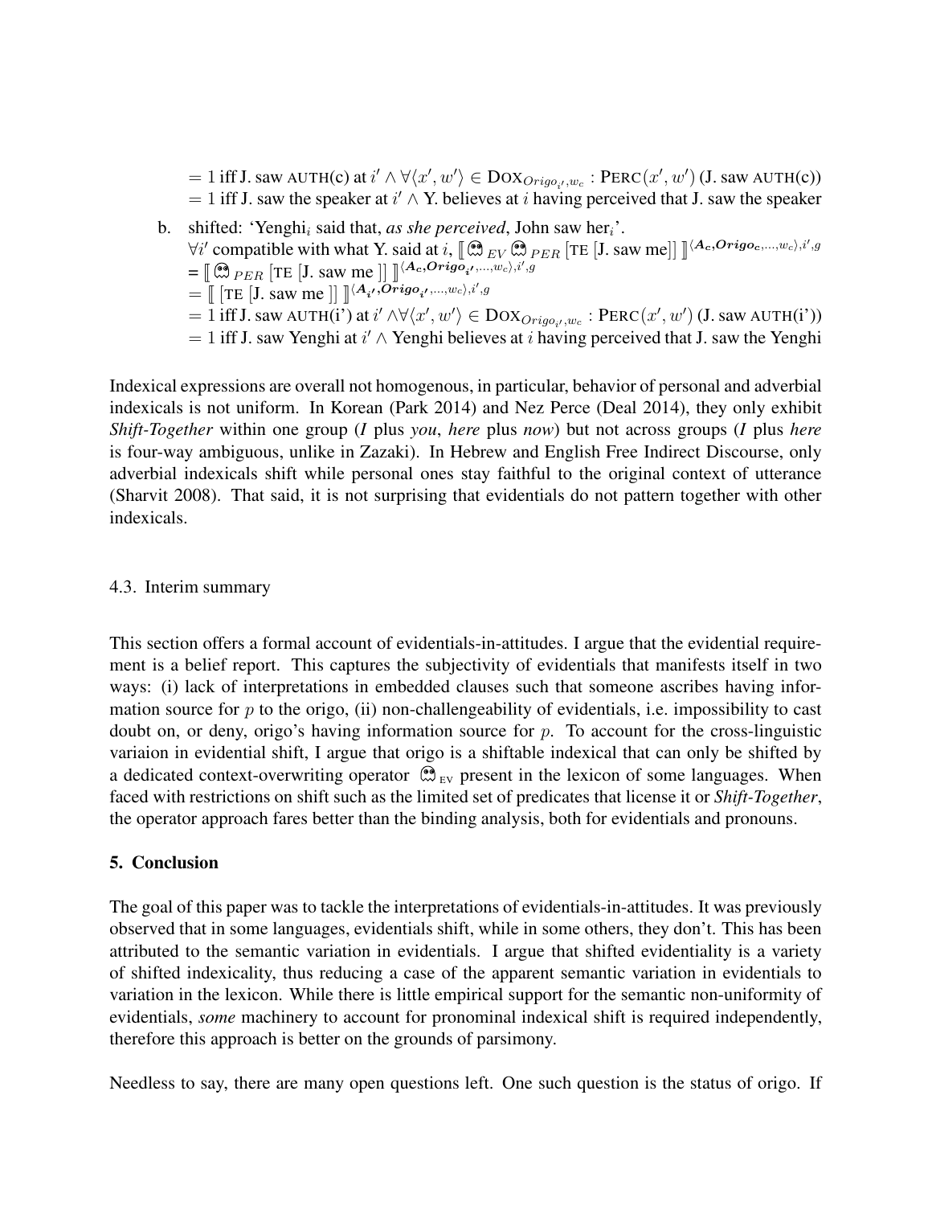$= 1$ iff J. saw AUTH(c) at $i' \wedge \forall \langle x', w' \rangle \in \text{DOX}_{Origo_{i'}, w_c} : \text{PERC}(x', w')$ (J. saw AUTH(c))
$= 1$ iff J. saw the speaker at $i' \wedge$ Y. believes at $i$ having perceived that J. saw the speaker

b. shifted: 'Yenghi$_i$ said that, *as she perceived*, John saw her$_i$'.
$\forall i'$ compatible with what Y. said at $i$, $[\![ \circledast_{EV} \circledast_{PER} [\text{TE} [\text{J. saw me}]] ]\!]^{\langle \boldsymbol{A_c}, \boldsymbol{Origo_c}, \ldots, w_c \rangle, i', g}$
$= [\![ \circledast_{PER} [\text{TE} [\text{J. saw me }]] ]\!]^{\langle \boldsymbol{A_c}, \boldsymbol{Origo_{i'}}, \ldots, w_c \rangle, i', g}$
$= [\![ [\text{TE} [\text{J. saw me }]] ]\!]^{\langle \boldsymbol{A_{i'}}, \boldsymbol{Origo_{i'}}, \ldots, w_c \rangle, i', g}$
$= 1$ iff J. saw AUTH(i') at $i' \wedge \forall \langle x', w' \rangle \in \text{DOX}_{Origo_{i'}, w_c} : \text{PERC}(x', w')$ (J. saw AUTH(i'))
$= 1$ iff J. saw Yenghi at $i' \wedge$ Yenghi believes at $i$ having perceived that J. saw the Yenghi

Indexical expressions are overall not homogenous, in particular, behavior of personal and adverbial indexicals is not uniform. In Korean (Park 2014) and Nez Perce (Deal 2014), they only exhibit *Shift-Together* within one group (*I* plus *you*, *here* plus *now*) but not across groups (*I* plus *here* is four-way ambiguous, unlike in Zazaki). In Hebrew and English Free Indirect Discourse, only adverbial indexicals shift while personal ones stay faithful to the original context of utterance (Sharvit 2008). That said, it is not surprising that evidentials do not pattern together with other indexicals.

### 4.3. Interim summary

This section offers a formal account of evidentials-in-attitudes. I argue that the evidential requirement is a belief report. This captures the subjectivity of evidentials that manifests itself in two ways: (i) lack of interpretations in embedded clauses such that someone ascribes having information source for $p$ to the origo, (ii) non-challengeability of evidentials, i.e. impossibility to cast doubt on, or deny, origo's having information source for $p$. To account for the cross-linguistic variaion in evidential shift, I argue that origo is a shiftable indexical that can only be shifted by a dedicated context-overwriting operator $\circledast_{\text{EV}}$ present in the lexicon of some languages. When faced with restrictions on shift such as the limited set of predicates that license it or *Shift-Together*, the operator approach fares better than the binding analysis, both for evidentials and pronouns.

## 5. Conclusion

The goal of this paper was to tackle the interpretations of evidentials-in-attitudes. It was previously observed that in some languages, evidentials shift, while in some others, they don't. This has been attributed to the semantic variation in evidentials. I argue that shifted evidentiality is a variety of shifted indexicality, thus reducing a case of the apparent semantic variation in evidentials to variation in the lexicon. While there is little empirical support for the semantic non-uniformity of evidentials, *some* machinery to account for pronominal indexical shift is required independently, therefore this approach is better on the grounds of parsimony.

Needless to say, there are many open questions left. One such question is the status of origo. If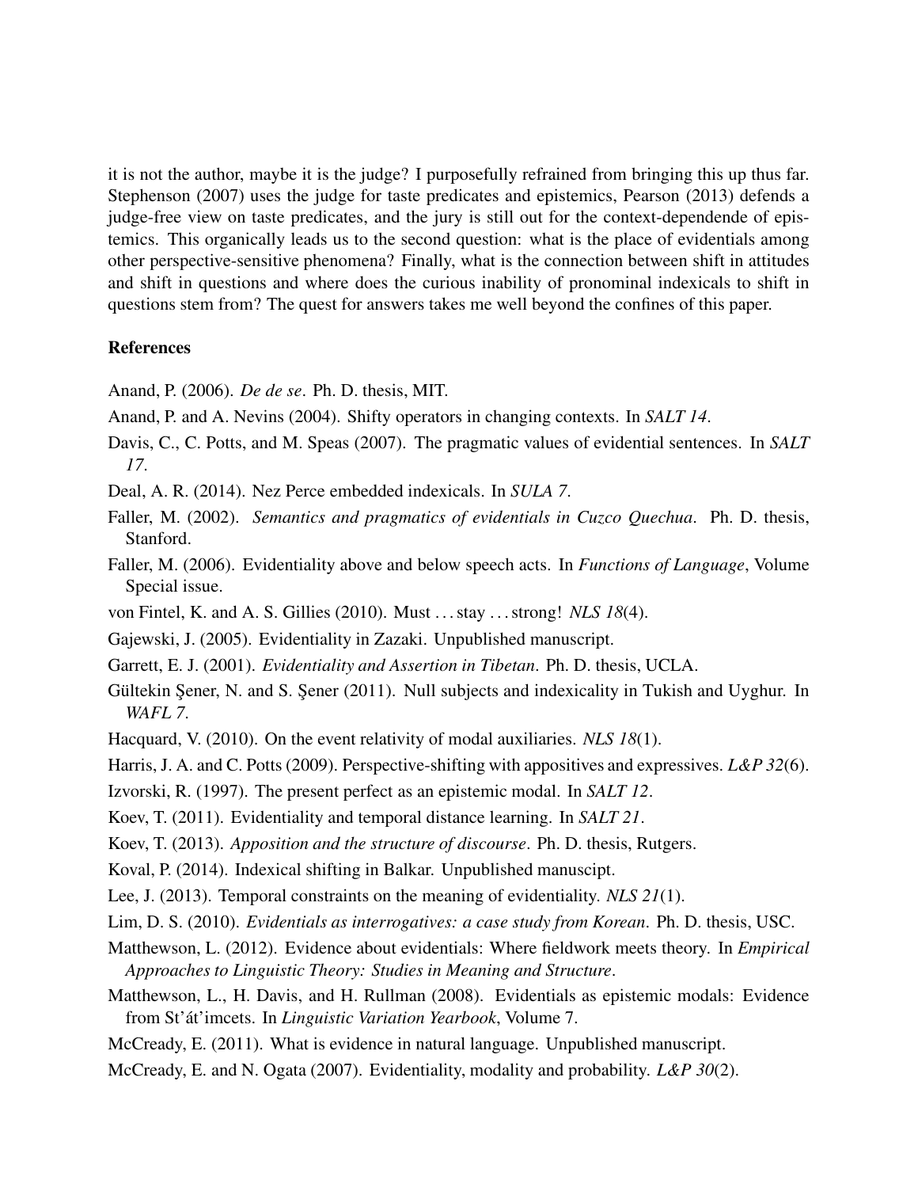it is not the author, maybe it is the judge? I purposefully refrained from bringing this up thus far. Stephenson (2007) uses the judge for taste predicates and epistemics, Pearson (2013) defends a judge-free view on taste predicates, and the jury is still out for the context-dependende of epistemics. This organically leads us to the second question: what is the place of evidentials among other perspective-sensitive phenomena? Finally, what is the connection between shift in attitudes and shift in questions and where does the curious inability of pronominal indexicals to shift in questions stem from? The quest for answers takes me well beyond the confines of this paper.

## References

Anand, P. (2006). *De de se*. Ph. D. thesis, MIT.

Anand, P. and A. Nevins (2004). Shifty operators in changing contexts. In *SALT 14*.

Davis, C., C. Potts, and M. Speas (2007). The pragmatic values of evidential sentences. In *SALT 17*.

Deal, A. R. (2014). Nez Perce embedded indexicals. In *SULA 7*.

Faller, M. (2002). *Semantics and pragmatics of evidentials in Cuzco Quechua*. Ph. D. thesis, Stanford.

Faller, M. (2006). Evidentiality above and below speech acts. In *Functions of Language*, Volume Special issue.

von Fintel, K. and A. S. Gillies (2010). Must ... stay ... strong! *NLS 18*(4).

Gajewski, J. (2005). Evidentiality in Zazaki. Unpublished manuscript.

Garrett, E. J. (2001). *Evidentiality and Assertion in Tibetan*. Ph. D. thesis, UCLA.

Gültekin Şener, N. and S. Şener (2011). Null subjects and indexicality in Tukish and Uyghur. In *WAFL 7*.

Hacquard, V. (2010). On the event relativity of modal auxiliaries. *NLS 18*(1).

Harris, J. A. and C. Potts (2009). Perspective-shifting with appositives and expressives. *L&P 32*(6).

Izvorski, R. (1997). The present perfect as an epistemic modal. In *SALT 12*.

Koev, T. (2011). Evidentiality and temporal distance learning. In *SALT 21*.

Koev, T. (2013). *Apposition and the structure of discourse*. Ph. D. thesis, Rutgers.

Koval, P. (2014). Indexical shifting in Balkar. Unpublished manuscipt.

Lee, J. (2013). Temporal constraints on the meaning of evidentiality. *NLS 21*(1).

Lim, D. S. (2010). *Evidentials as interrogatives: a case study from Korean*. Ph. D. thesis, USC.

Matthewson, L. (2012). Evidence about evidentials: Where fieldwork meets theory. In *Empirical Approaches to Linguistic Theory: Studies in Meaning and Structure*.

Matthewson, L., H. Davis, and H. Rullman (2008). Evidentials as epistemic modals: Evidence from St'át'imcets. In *Linguistic Variation Yearbook*, Volume 7.

McCready, E. (2011). What is evidence in natural language. Unpublished manuscript.

McCready, E. and N. Ogata (2007). Evidentiality, modality and probability. *L&P 30*(2).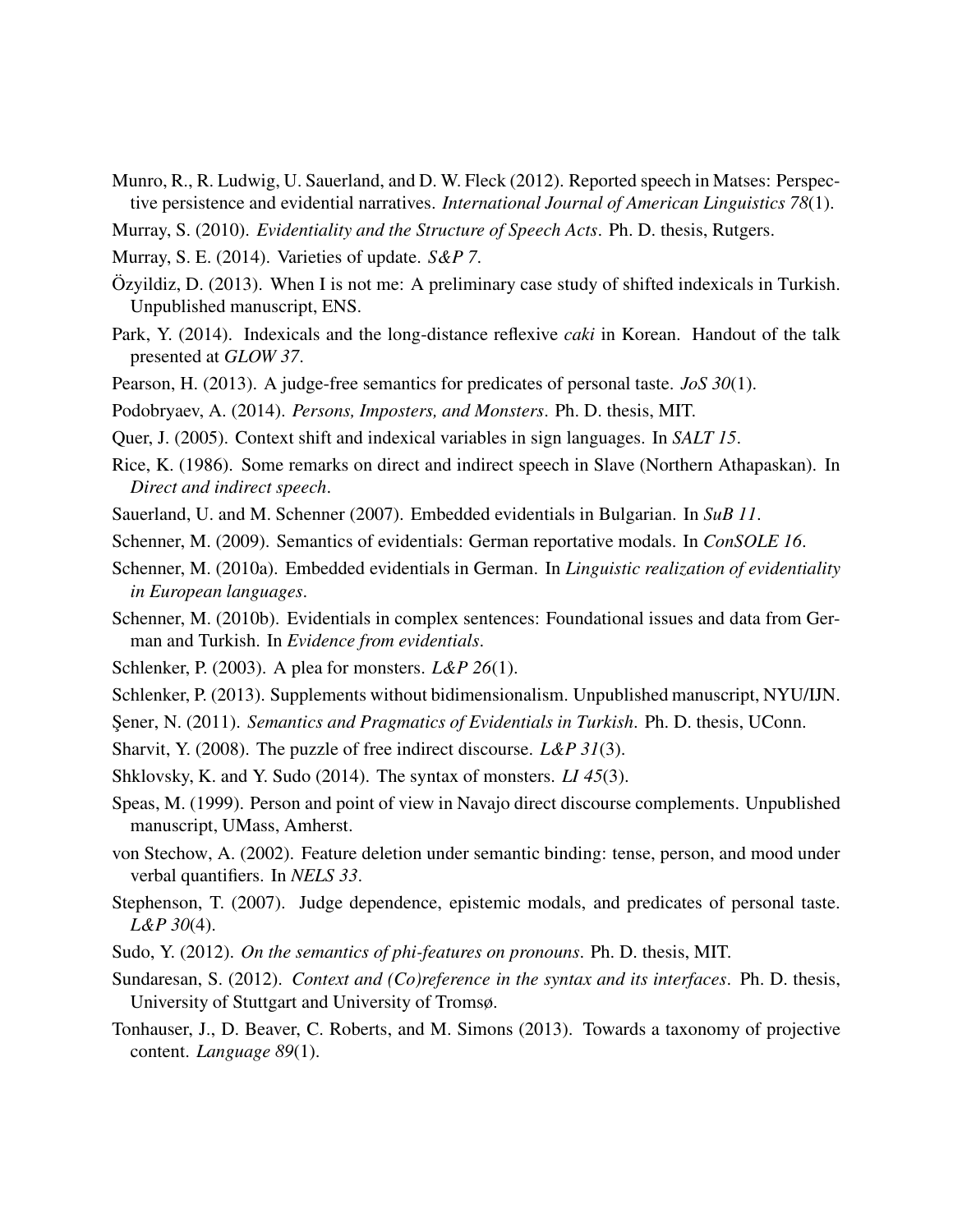Munro, R., R. Ludwig, U. Sauerland, and D. W. Fleck (2012). Reported speech in Matses: Perspective persistence and evidential narratives. *International Journal of American Linguistics 78*(1).

Murray, S. (2010). *Evidentiality and the Structure of Speech Acts*. Ph. D. thesis, Rutgers.

Murray, S. E. (2014). Varieties of update. *S&P 7*.

Özyildiz, D. (2013). When I is not me: A preliminary case study of shifted indexicals in Turkish. Unpublished manuscript, ENS.

Park, Y. (2014). Indexicals and the long-distance reflexive *caki* in Korean. Handout of the talk presented at *GLOW 37*.

Pearson, H. (2013). A judge-free semantics for predicates of personal taste. *JoS 30*(1).

Podobryaev, A. (2014). *Persons, Imposters, and Monsters*. Ph. D. thesis, MIT.

Quer, J. (2005). Context shift and indexical variables in sign languages. In *SALT 15*.

Rice, K. (1986). Some remarks on direct and indirect speech in Slave (Northern Athapaskan). In *Direct and indirect speech*.

Sauerland, U. and M. Schenner (2007). Embedded evidentials in Bulgarian. In *SuB 11*.

Schenner, M. (2009). Semantics of evidentials: German reportative modals. In *ConSOLE 16*.

Schenner, M. (2010a). Embedded evidentials in German. In *Linguistic realization of evidentiality in European languages*.

Schenner, M. (2010b). Evidentials in complex sentences: Foundational issues and data from German and Turkish. In *Evidence from evidentials*.

Schlenker, P. (2003). A plea for monsters. *L&P 26*(1).

Schlenker, P. (2013). Supplements without bidimensionalism. Unpublished manuscript, NYU/IJN.

Şener, N. (2011). *Semantics and Pragmatics of Evidentials in Turkish*. Ph. D. thesis, UConn.

Sharvit, Y. (2008). The puzzle of free indirect discourse. *L&P 31*(3).

Shklovsky, K. and Y. Sudo (2014). The syntax of monsters. *LI 45*(3).

Speas, M. (1999). Person and point of view in Navajo direct discourse complements. Unpublished manuscript, UMass, Amherst.

von Stechow, A. (2002). Feature deletion under semantic binding: tense, person, and mood under verbal quantifiers. In *NELS 33*.

Stephenson, T. (2007). Judge dependence, epistemic modals, and predicates of personal taste. *L&P 30*(4).

Sudo, Y. (2012). *On the semantics of phi-features on pronouns*. Ph. D. thesis, MIT.

Sundaresan, S. (2012). *Context and (Co)reference in the syntax and its interfaces*. Ph. D. thesis, University of Stuttgart and University of Tromsø.

Tonhauser, J., D. Beaver, C. Roberts, and M. Simons (2013). Towards a taxonomy of projective content. *Language 89*(1).